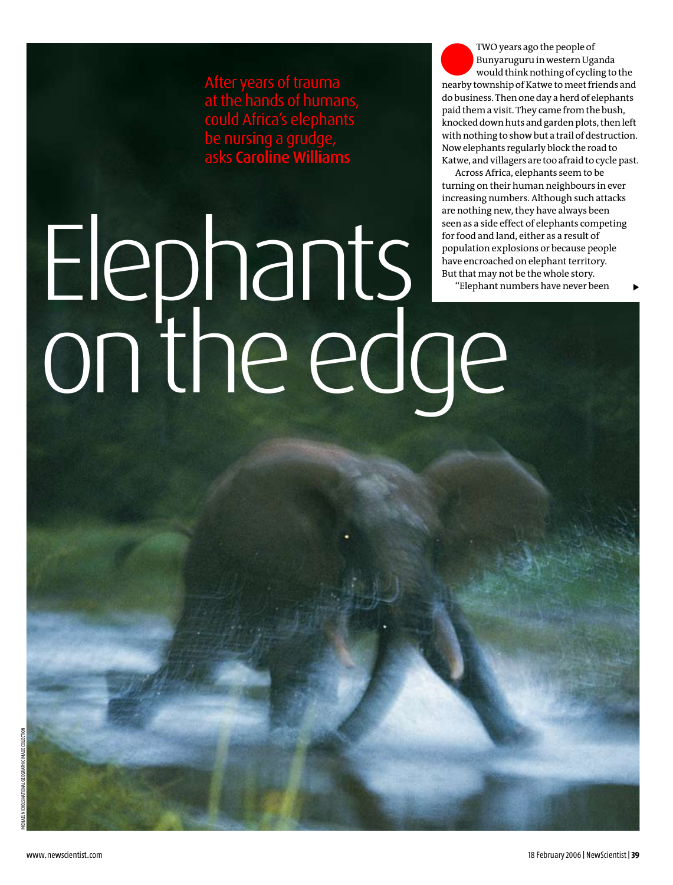# Elephants on the edge

After years of trauma at the hands of humans, could Africa's elephants be nursing a grudge, asks **Caroline Williams**

TWO years ago the people of Bunyaruguru in western Uganda would think nothing of cycling to the nearby township of Katwe to meet friends and do business. Then one day a herd of elephants paid them a visit. They came from the bush, knocked down huts and garden plots, then left with nothing to show but a trail of destruction. Now elephants regularly block the road to Katwe, and villagers are too afraid to cycle past.

Across Africa, elephants seem to be turning on their human neighbours in ever increasing numbers. Although such attacks are nothing new, they have always been seen as a side effect of elephants competing for food and land, either as a result of population explosions or because people have encroached on elephant territory. But that may not be the whole story.

"Elephant numbers have never been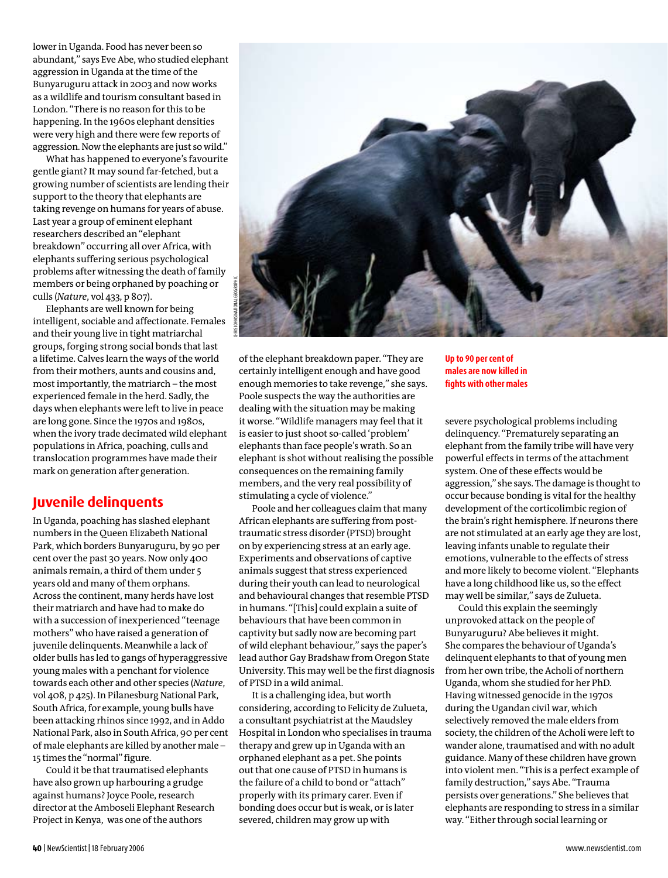lower in Uganda. Food has never been so abundant," says Eve Abe, who studied elephant aggression in Uganda at the time of the Bunyaruguru attack in 2003 and now works as a wildlife and tourism consultant based in London. "There is no reason for this to be happening. In the 1960s elephant densities were very high and there were few reports of aggression. Now the elephants are just so wild."

What has happened to everyone's favourite gentle giant? It may sound far-fetched, but a growing number of scientists are lending their support to the theory that elephants are taking revenge on humans for years of abuse. Last year a group of eminent elephant researchers described an "elephant breakdown" occurring all over Africa, with elephants suffering serious psychological problems after witnessing the death of family members or being orphaned by poaching or culls (*Nature*, vol 433, p 807).

Elephants are well known for being intelligent, sociable and affectionate. Females and their young live in tight matriarchal groups, forging strong social bonds that last a lifetime. Calves learn the ways of the world from their mothers, aunts and cousins and, most importantly, the matriarch – the most experienced female in the herd. Sadly, the days when elephants were left to live in peace are long gone. Since the 1970s and 1980s, when the ivory trade decimated wild elephant populations in Africa, poaching, culls and translocation programmes have made their mark on generation after generation.

## Juvenile delinquents

In Uganda, poaching has slashed elephant numbers in the Queen Elizabeth National Park, which borders Bunyaruguru, by 90 per cent over the past 30 years. Now only 400 animals remain, a third of them under 5 years old and many of them orphans. Across the continent, many herds have lost their matriarch and have had to make do with a succession of inexperienced "teenage mothers" who have raised a generation of juvenile delinquents. Meanwhile a lack of older bulls has led to gangs of hyperaggressive young males with a penchant for violence towards each other and other species (*Nature*, vol 408, p 425). In Pilanesburg National Park, South Africa, for example, young bulls have been attacking rhinos since 1992, and in Addo National Park, also in South Africa, 90 per cent of male elephants are killed by another male – 15 times the "normal" figure.

Could it be that traumatised elephants have also grown up harbouring a grudge against humans? Joyce Poole, research director at the Amboseli Elephant Research Project in Kenya, was one of the authors of the elephant breakdown paper. "They are certainly intelligent enough and have good enough memories to take revenge," she says. Poole suspects the way the authorities are dealing with the situation may be making it worse. "Wildlife managers may feel that it is easier to just shoot so-called 'problem' elephants than face people's wrath. So an elephant is shot without realising the possible consequences on the remaining family members, and the very real possibility of stimulating a cycle of violence."

Poole and her colleagues claim that many African elephants are suffering from post-traumatic stress disorder (PTSD) brought on by experiencing stress at an early age. Experiments and observations of captive animals suggest that stress experienced during their youth can lead to neurological and behavioural changes that resemble PTSD in humans. "[This] could explain a suite of behaviours that have been common in captivity but sadly now are becoming part of wild elephant behaviour," says the paper's lead author Gay Bradshaw from Oregon State University. This may well be the first diagnosis of PTSD in a wild animal.

It is a challenging idea, but worth considering, according to Felicity de Zulueta, a consultant psychiatrist at the Maudsley Hospital in London who specialises in trauma therapy and grew up in Uganda with an orphaned elephant as a pet. She points out that one cause of PTSD in humans is the failure of a child to bond or "attach" properly with its primary carer. Even if bonding does occur but is weak, or is later severed, children may grow up with severe psychological problems including delinquency. "Prematurely separating an elephant from the family tribe will have very powerful effects in terms of the attachment system. One of these effects would be aggression," she says. The damage is thought to occur because bonding is vital for the healthy development of the corticolimbic region of the brain's right hemisphere. If neurons there are not stimulated at an early age they are lost, leaving infants unable to regulate their emotions, vulnerable to the effects of stress and more likely to become violent. "Elephants have a long childhood like us, so the effect may well be similar," says de Zulueta.

**Up to 90 per cent of males are now killed in fights with other males**

Could this explain the seemingly unprovoked attack on the people of Bunyaruguru? Abe believes it might. She compares the behaviour of Uganda's delinquent elephants to that of young men from her own tribe, the Acholi of northern Uganda, whom she studied for her PhD. Having witnessed genocide in the 1970s during the Ugandan civil war, which selectively removed the male elders from society, the children of the Acholi were left to wander alone, traumatised and with no adult guidance. Many of these children have grown into violent men. "This is a perfect example of family destruction," says Abe. "Trauma persists over generations." She believes that elephants are responding to stress in a similar way. "Either through social learning or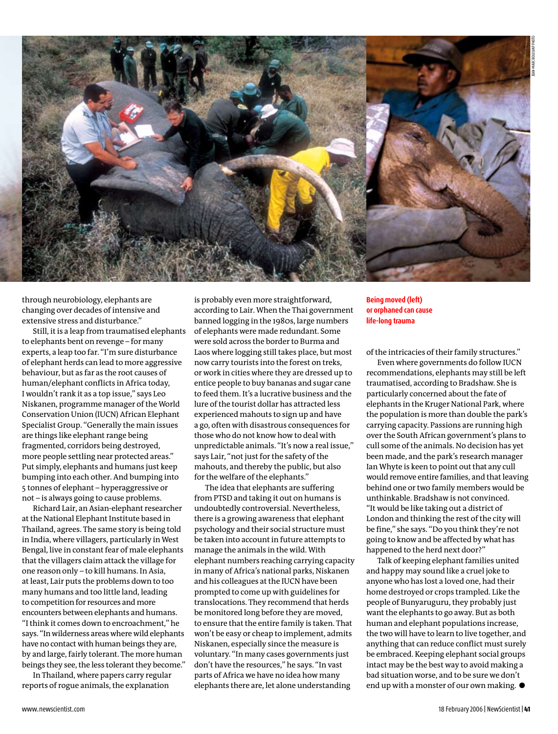through neurobiology, elephants are changing over decades of intensive and extensive stress and disturbance."

Still, it is a leap from traumatised elephants to elephants bent on revenge – for many experts, a leap too far. "I'm sure disturbance of elephant herds can lead to more aggressive behaviour, but as far as the root causes of human/elephant conflicts in Africa today, I wouldn't rank it as a top issue," says Leo Niskanen, programme manager of the World Conservation Union (IUCN) African Elephant Specialist Group. "Generally the main issues are things like elephant range being fragmented, corridors being destroyed, more people settling near protected areas." Put simply, elephants and humans just keep bumping into each other. And bumping into 5 tonnes of elephant – hyperaggressive or not – is always going to cause problems.

Richard Lair, an Asian-elephant researcher at the National Elephant Institute based in Thailand, agrees. The same story is being told in India, where villagers, particularly in West Bengal, live in constant fear of male elephants that the villagers claim attack the village for one reason only – to kill humans. In Asia, at least, Lair puts the problems down to too many humans and too little land, leading to competition for resources and more encounters between elephants and humans. "I think it comes down to encroachment," he says. "In wilderness areas where wild elephants have no contact with human beings they are, by and large, fairly tolerant. The more human beings they see, the less tolerant they become."

In Thailand, where papers carry regular reports of rogue animals, the explanation is probably even more straightforward, according to Lair. When the Thai government banned logging in the 1980s, large numbers of elephants were made redundant. Some were sold across the border to Burma and Laos where logging still takes place, but most now carry tourists into the forest on treks, or work in cities where they are dressed up to entice people to buy bananas and sugar cane to feed them. It's a lucrative business and the lure of the tourist dollar has attracted less experienced mahouts to sign up and have a go, often with disastrous consequences for those who do not know how to deal with unpredictable animals. "It's now a real issue," says Lair, "not just for the safety of the mahouts, and thereby the public, but also for the welfare of the elephants."

The idea that elephants are suffering from PTSD and taking it out on humans is undoubtedly controversial. Nevertheless, there is a growing awareness that elephant psychology and their social structure must be taken into account in future attempts to manage the animals in the wild. With elephant numbers reaching carrying capacity in many of Africa's national parks, Niskanen and his colleagues at the IUCN have been prompted to come up with guidelines for translocations. They recommend that herds be monitored long before they are moved, to ensure that the entire family is taken. That won't be easy or cheap to implement, admits Niskanen, especially since the measure is voluntary. "In many cases governments just don't have the resources," he says. "In vast parts of Africa we have no idea how many elephants there are, let alone understanding of the intricacies of their family structures."

**Being moved (left) or orphaned can cause life-long trauma**

Even where governments do follow IUCN recommendations, elephants may still be left traumatised, according to Bradshaw. She is particularly concerned about the fate of elephants in the Kruger National Park, where the population is more than double the park's carrying capacity. Passions are running high over the South African government's plans to cull some of the animals. No decision has yet been made, and the park's research manager Ian Whyte is keen to point out that any cull would remove entire families, and that leaving behind one or two family members would be unthinkable. Bradshaw is not convinced. "It would be like taking out a district of London and thinking the rest of the city will be fine," she says. "Do you think they're not going to know and be affected by what has happened to the herd next door?"

Talk of keeping elephant families united and happy may sound like a cruel joke to anyone who has lost a loved one, had their home destroyed or crops trampled. Like the people of Bunyaruguru, they probably just want the elephants to go away. But as both human and elephant populations increase, the two will have to learn to live together, and anything that can reduce conflict must surely be embraced. Keeping elephant social groups intact may be the best way to avoid making a bad situation worse, and to be sure we don't end up with a monster of our own making. ●